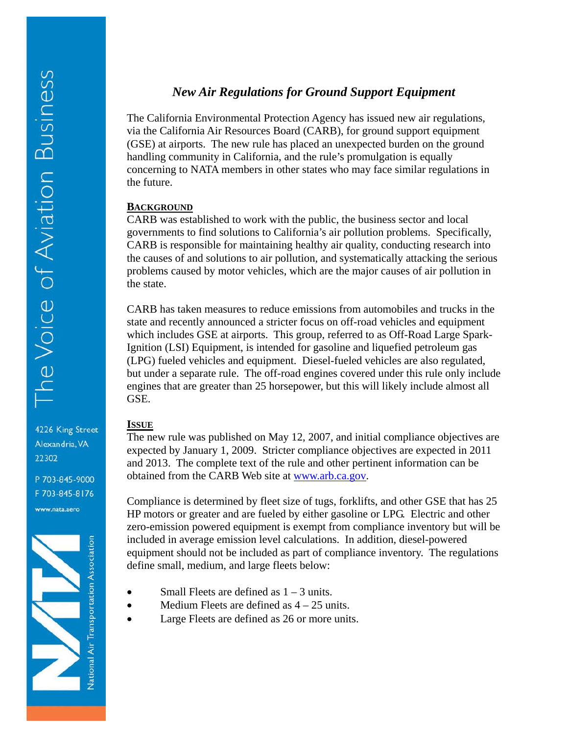# *New Air Regulations for Ground Support Equipment*

The California Environmental Protection Agency has issued new air regulations, via the California Air Resources Board (CARB), for ground support equipment (GSE) at airports. The new rule has placed an unexpected burden on the ground handling community in California, and the rule's promulgation is equally concerning to NATA members in other states who may face similar regulations in the future.

## BACKGROUND

CARB was established to work with the public, the business sector and local governments to find solutions to California's air pollution problems. Specifically, CARB is responsible for maintaining healthy air quality, conducting research into the causes of and solutions to air pollution, and systematically attacking the serious problems caused by motor vehicles, which are the major causes of air pollution in the state.

CARB has taken measures to reduce emissions from automobiles and trucks in the state and recently announced a stricter focus on off-road vehicles and equipment which includes GSE at airports. This group, referred to as Off-Road Large Spark-Ignition (LSI) Equipment, is intended for gasoline and liquefied petroleum gas (LPG) fueled vehicles and equipment. Diesel-fueled vehicles are also regulated, but under a separate rule. The off-road engines covered under this rule only include engines that are greater than 25 horsepower, but this will likely include almost all GSE.

## ISSUE

The new rule was published on May 12, 2007, and initial compliance objectives are expected by January 1, 2009. Stricter compliance objectives are expected in 2011 and 2013. The complete text of the rule and other pertinent information can be obtained from the CARB Web site at www.arb.ca.gov.

Compliance is determined by fleet size of tugs, forklifts, and other GSE that has 25 HP motors or greater and are fueled by either gasoline or LPG. Electric and other zero-emission powered equipment is exempt from compliance inventory but will be included in average emission level calculations. In addition, diesel-powered equipment should not be included as part of compliance inventory. The regulations define small, medium, and large fleets below:

- Small Fleets are defined as 1 – 3 units.
- Medium Fleets are defined as 4 – 25 units.
- Large Fleets are defined as 26 or more units.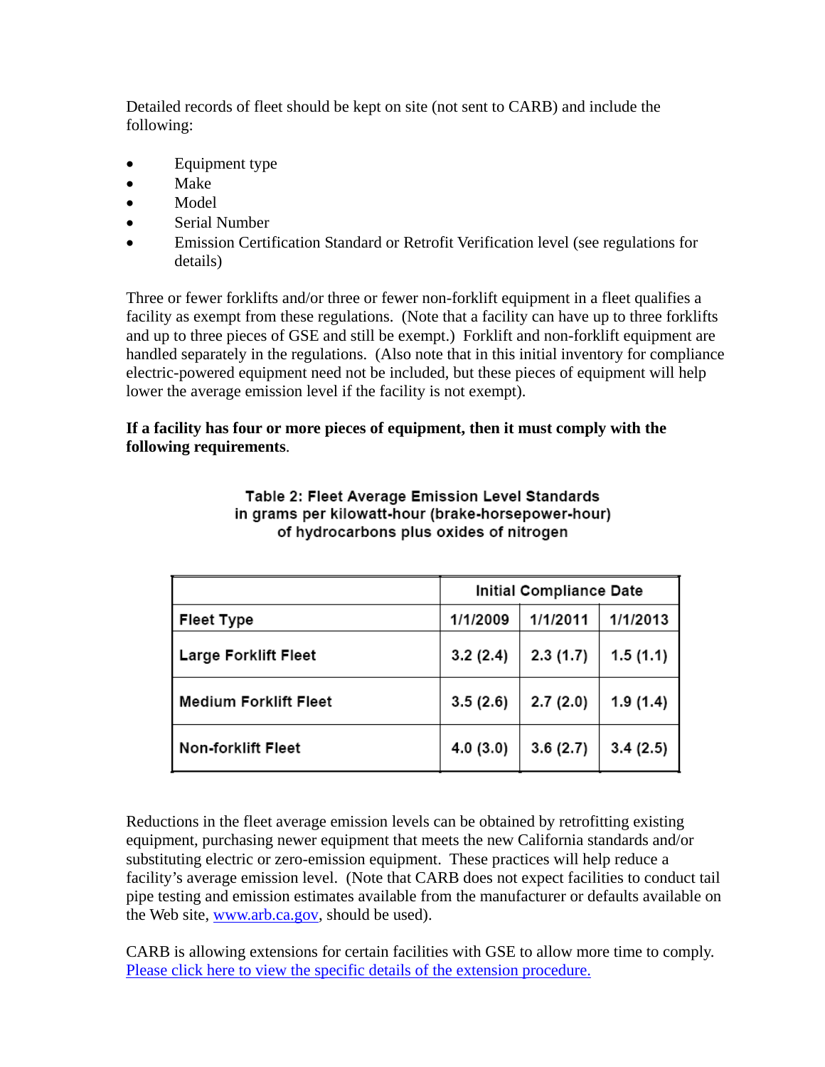Detailed records of fleet should be kept on site (not sent to CARB) and include the following:

- Equipment type
- Make
- Model
- Serial Number
- Emission Certification Standard or Retrofit Verification level (see regulations for details)

Three or fewer forklifts and/or three or fewer non-forklift equipment in a fleet qualifies a facility as exempt from these regulations. (Note that a facility can have up to three forklifts and up to three pieces of GSE and still be exempt.) Forklift and non-forklift equipment are handled separately in the regulations. (Also note that in this initial inventory for compliance electric-powered equipment need not be included, but these pieces of equipment will help lower the average emission level if the facility is not exempt).

**If a facility has four or more pieces of equipment, then it must comply with the following requirements**.

**Table 2: Fleet Average Emission Level Standards in grams per kilowatt-hour (brake-horsepower-hour) of hydrocarbons plus oxides of nitrogen**

| | Initial Compliance Date | | |
|---|---|---|---|
| **Fleet Type** | **1/1/2009** | **1/1/2011** | **1/1/2013** |
| **Large Forklift Fleet** | 3.2 (2.4) | 2.3 (1.7) | 1.5 (1.1) |
| **Medium Forklift Fleet** | 3.5 (2.6) | 2.7 (2.0) | 1.9 (1.4) |
| **Non-forklift Fleet** | 4.0 (3.0) | 3.6 (2.7) | 3.4 (2.5) |

Reductions in the fleet average emission levels can be obtained by retrofitting existing equipment, purchasing newer equipment that meets the new California standards and/or substituting electric or zero-emission equipment. These practices will help reduce a facility's average emission level. (Note that CARB does not expect facilities to conduct tail pipe testing and emission estimates available from the manufacturer or defaults available on the Web site, www.arb.ca.gov, should be used).

CARB is allowing extensions for certain facilities with GSE to allow more time to comply. Please click here to view the specific details of the extension procedure.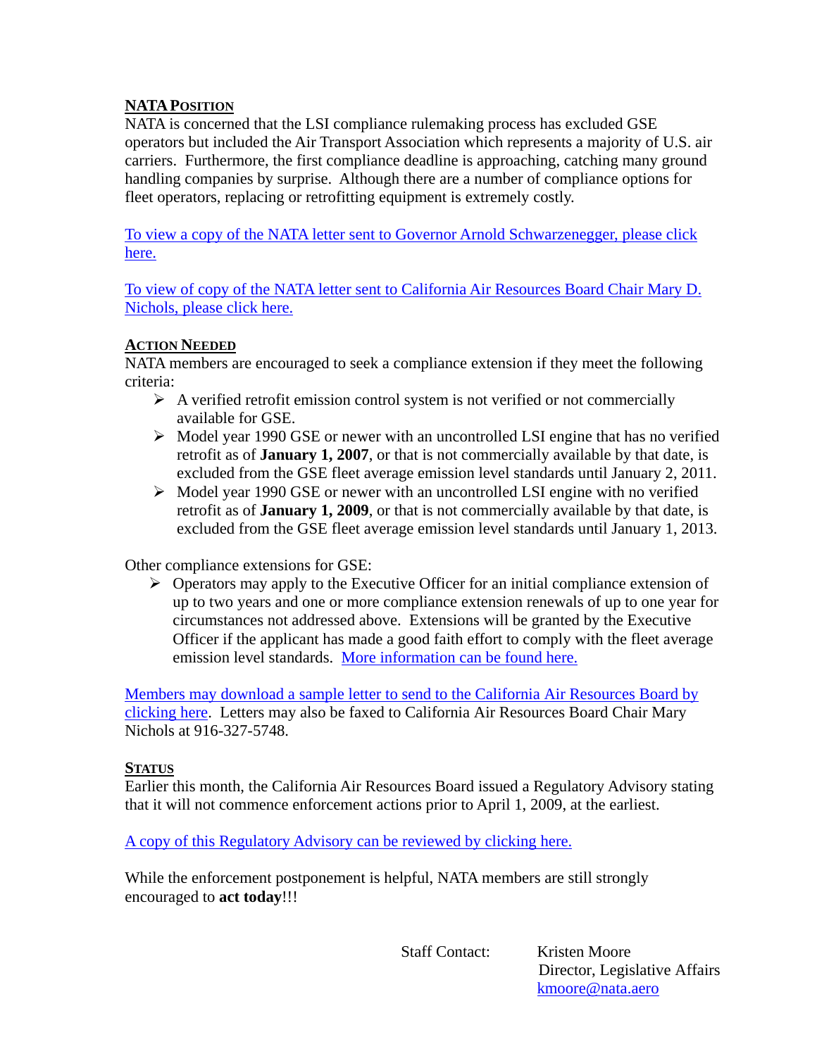## NATA Position

NATA is concerned that the LSI compliance rulemaking process has excluded GSE operators but included the Air Transport Association which represents a majority of U.S. air carriers. Furthermore, the first compliance deadline is approaching, catching many ground handling companies by surprise. Although there are a number of compliance options for fleet operators, replacing or retrofitting equipment is extremely costly.

To view a copy of the NATA letter sent to Governor Arnold Schwarzenegger, please click here.

To view of copy of the NATA letter sent to California Air Resources Board Chair Mary D. Nichols, please click here.

## Action Needed

NATA members are encouraged to seek a compliance extension if they meet the following criteria:

- A verified retrofit emission control system is not verified or not commercially available for GSE.
- Model year 1990 GSE or newer with an uncontrolled LSI engine that has no verified retrofit as of **January 1, 2007**, or that is not commercially available by that date, is excluded from the GSE fleet average emission level standards until January 2, 2011.
- Model year 1990 GSE or newer with an uncontrolled LSI engine with no verified retrofit as of **January 1, 2009**, or that is not commercially available by that date, is excluded from the GSE fleet average emission level standards until January 1, 2013.

Other compliance extensions for GSE:

- Operators may apply to the Executive Officer for an initial compliance extension of up to two years and one or more compliance extension renewals of up to one year for circumstances not addressed above. Extensions will be granted by the Executive Officer if the applicant has made a good faith effort to comply with the fleet average emission level standards. More information can be found here.

Members may download a sample letter to send to the California Air Resources Board by clicking here. Letters may also be faxed to California Air Resources Board Chair Mary Nichols at 916-327-5748.

## Status

Earlier this month, the California Air Resources Board issued a Regulatory Advisory stating that it will not commence enforcement actions prior to April 1, 2009, at the earliest.

A copy of this Regulatory Advisory can be reviewed by clicking here.

While the enforcement postponement is helpful, NATA members are still strongly encouraged to **act today**!!!

Staff Contact: Kristen Moore
Director, Legislative Affairs
kmoore@nata.aero